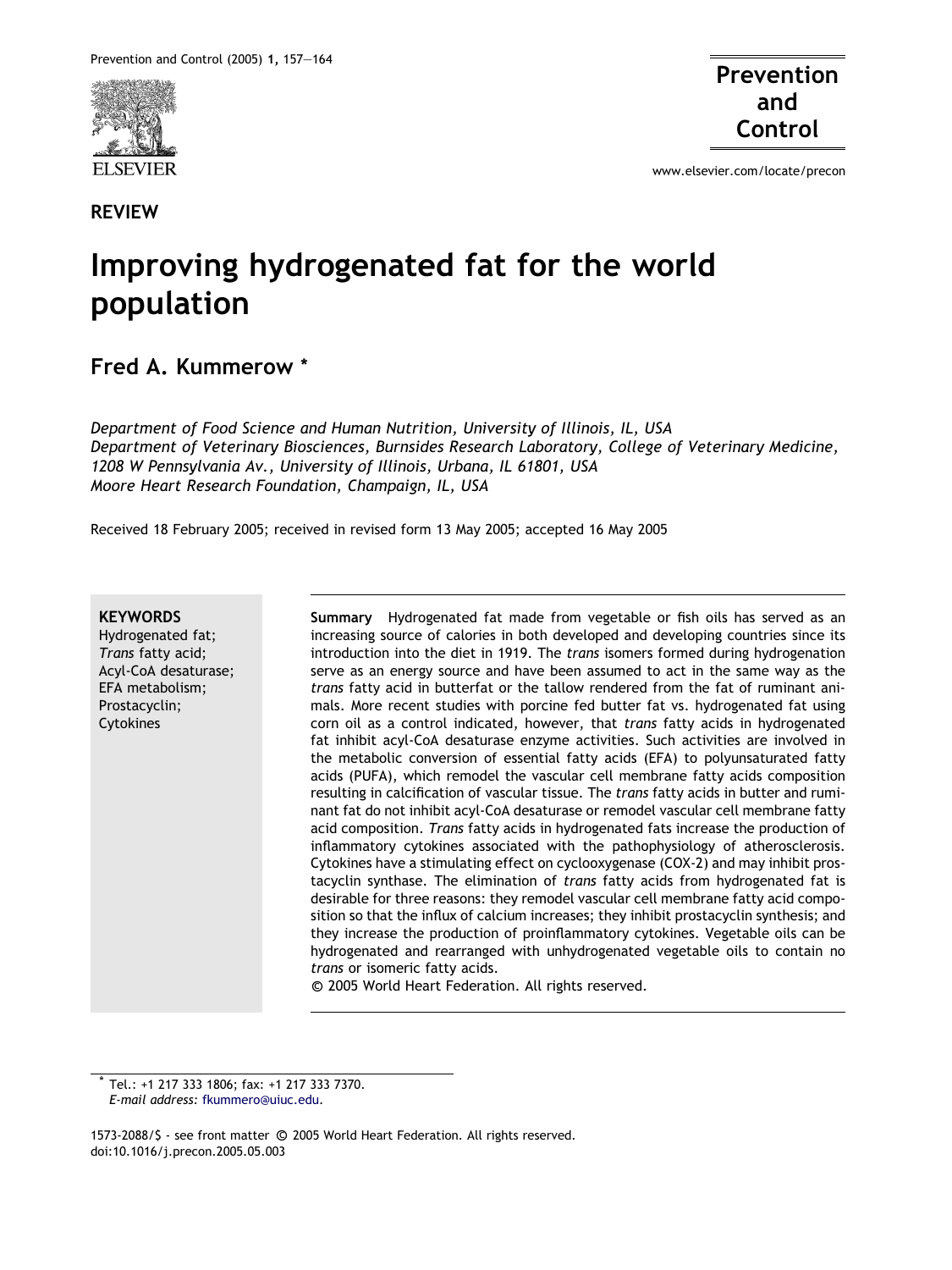REVIEW

# Improving hydrogenated fat for the world population

**Fred A. Kummerow** *

*Department of Food Science and Human Nutrition, University of Illinois, IL, USA*
*Department of Veterinary Biosciences, Burnsides Research Laboratory, College of Veterinary Medicine, 1208 W Pennsylvania Av., University of Illinois, Urbana, IL 61801, USA*
*Moore Heart Research Foundation, Champaign, IL, USA*

Received 18 February 2005; received in revised form 13 May 2005; accepted 16 May 2005

**KEYWORDS**
Hydrogenated fat;
*Trans* fatty acid;
Acyl-CoA desaturase;
EFA metabolism;
Prostacyclin;
Cytokines

**Summary** Hydrogenated fat made from vegetable or fish oils has served as an increasing source of calories in both developed and developing countries since its introduction into the diet in 1919. The *trans* isomers formed during hydrogenation serve as an energy source and have been assumed to act in the same way as the *trans* fatty acid in butterfat or the tallow rendered from the fat of ruminant animals. More recent studies with porcine fed butter fat vs. hydrogenated fat using corn oil as a control indicated, however, that *trans* fatty acids in hydrogenated fat inhibit acyl-CoA desaturase enzyme activities. Such activities are involved in the metabolic conversion of essential fatty acids (EFA) to polyunsaturated fatty acids (PUFA), which remodel the vascular cell membrane fatty acids composition resulting in calcification of vascular tissue. The *trans* fatty acids in butter and ruminant fat do not inhibit acyl-CoA desaturase or remodel vascular cell membrane fatty acid composition. *Trans* fatty acids in hydrogenated fats increase the production of inflammatory cytokines associated with the pathophysiology of atherosclerosis. Cytokines have a stimulating effect on cyclooxygenase (COX-2) and may inhibit prostacyclin synthase. The elimination of *trans* fatty acids from hydrogenated fat is desirable for three reasons: they remodel vascular cell membrane fatty acid composition so that the influx of calcium increases; they inhibit prostacyclin synthesis; and they increase the production of proinflammatory cytokines. Vegetable oils can be hydrogenated and rearranged with unhydrogenated vegetable oils to contain no *trans* or isomeric fatty acids.
© 2005 World Heart Federation. All rights reserved.

\* Tel.: +1 217 333 1806; fax: +1 217 333 7370.
*E-mail address:* fkummero@uiuc.edu.

1573-2088/$ - see front matter © 2005 World Heart Federation. All rights reserved.
doi:10.1016/j.precon.2005.05.003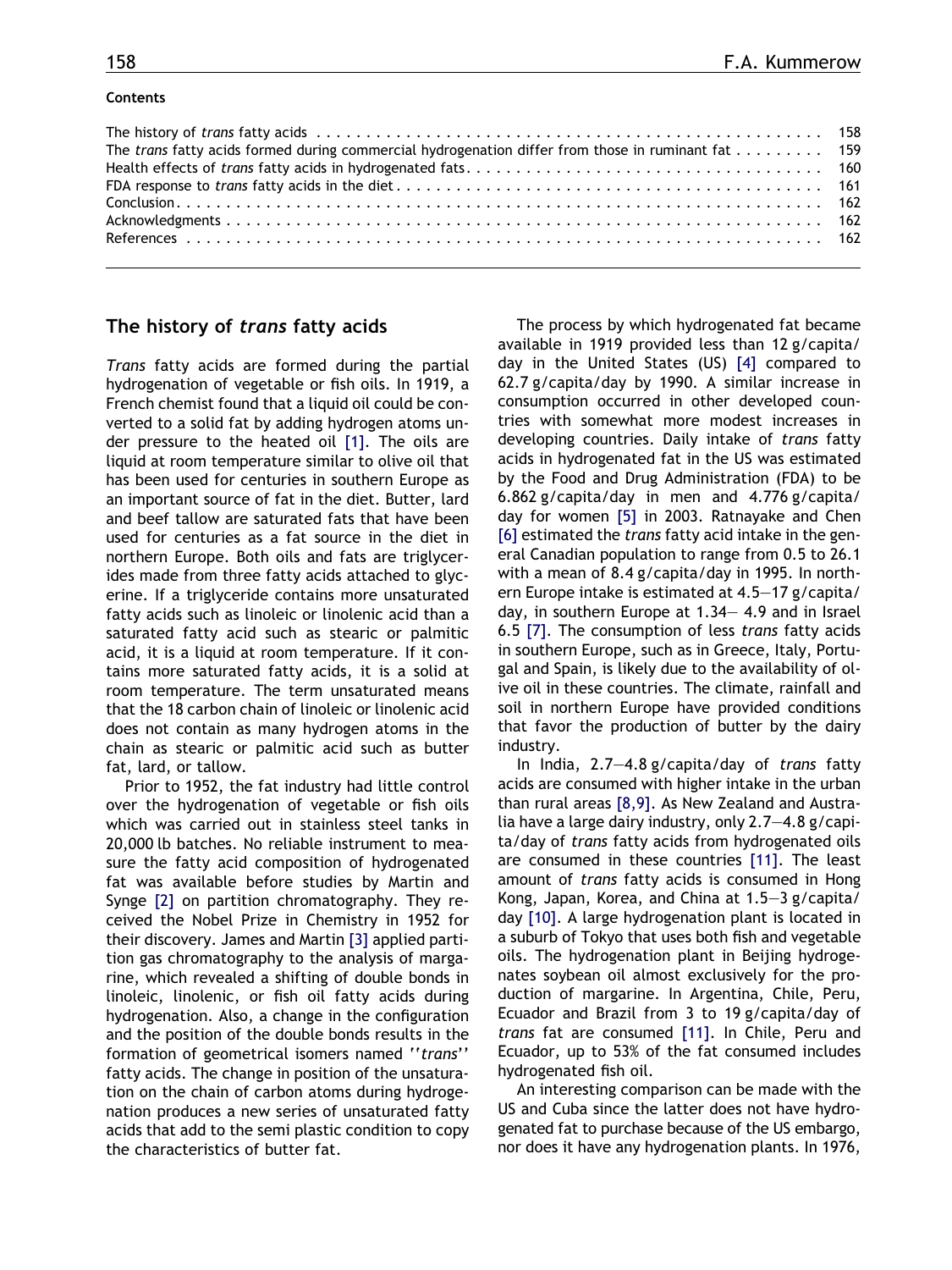**Contents**

| | |
|---|---|
| The history of *trans* fatty acids | 158 |
| The *trans* fatty acids formed during commercial hydrogenation differ from those in ruminant fat | 159 |
| Health effects of *trans* fatty acids in hydrogenated fats | 160 |
| FDA response to *trans* fatty acids in the diet | 161 |
| Conclusion | 162 |
| Acknowledgments | 162 |
| References | 162 |

## The history of *trans* fatty acids

*Trans* fatty acids are formed during the partial hydrogenation of vegetable or fish oils. In 1919, a French chemist found that a liquid oil could be converted to a solid fat by adding hydrogen atoms under pressure to the heated oil [1]. The oils are liquid at room temperature similar to olive oil that has been used for centuries in southern Europe as an important source of fat in the diet. Butter, lard and beef tallow are saturated fats that have been used for centuries as a fat source in the diet in northern Europe. Both oils and fats are triglycerides made from three fatty acids attached to glycerine. If a triglyceride contains more unsaturated fatty acids such as linoleic or linolenic acid than a saturated fatty acid such as stearic or palmitic acid, it is a liquid at room temperature. If it contains more saturated fatty acids, it is a solid at room temperature. The term unsaturated means that the 18 carbon chain of linoleic or linolenic acid does not contain as many hydrogen atoms in the chain as stearic or palmitic acid such as butter fat, lard, or tallow.

Prior to 1952, the fat industry had little control over the hydrogenation of vegetable or fish oils which was carried out in stainless steel tanks in 20,000 lb batches. No reliable instrument to measure the fatty acid composition of hydrogenated fat was available before studies by Martin and Synge [2] on partition chromatography. They received the Nobel Prize in Chemistry in 1952 for their discovery. James and Martin [3] applied partition gas chromatography to the analysis of margarine, which revealed a shifting of double bonds in linoleic, linolenic, or fish oil fatty acids during hydrogenation. Also, a change in the configuration and the position of the double bonds results in the formation of geometrical isomers named ''*trans*'' fatty acids. The change in position of the unsaturation on the chain of carbon atoms during hydrogenation produces a new series of unsaturated fatty acids that add to the semi plastic condition to copy the characteristics of butter fat.

The process by which hydrogenated fat became available in 1919 provided less than 12 g/capita/day in the United States (US) [4] compared to 62.7 g/capita/day by 1990. A similar increase in consumption occurred in other developed countries with somewhat more modest increases in developing countries. Daily intake of *trans* fatty acids in hydrogenated fat in the US was estimated by the Food and Drug Administration (FDA) to be 6.862 g/capita/day in men and 4.776 g/capita/day for women [5] in 2003. Ratnayake and Chen [6] estimated the *trans* fatty acid intake in the general Canadian population to range from 0.5 to 26.1 with a mean of 8.4 g/capita/day in 1995. In northern Europe intake is estimated at 4.5—17 g/capita/day, in southern Europe at 1.34— 4.9 and in Israel 6.5 [7]. The consumption of less *trans* fatty acids in southern Europe, such as in Greece, Italy, Portugal and Spain, is likely due to the availability of olive oil in these countries. The climate, rainfall and soil in northern Europe have provided conditions that favor the production of butter by the dairy industry.

In India, 2.7—4.8 g/capita/day of *trans* fatty acids are consumed with higher intake in the urban than rural areas [8,9]. As New Zealand and Australia have a large dairy industry, only 2.7—4.8 g/capita/day of *trans* fatty acids from hydrogenated oils are consumed in these countries [11]. The least amount of *trans* fatty acids is consumed in Hong Kong, Japan, Korea, and China at 1.5—3 g/capita/day [10]. A large hydrogenation plant is located in a suburb of Tokyo that uses both fish and vegetable oils. The hydrogenation plant in Beijing hydrogenates soybean oil almost exclusively for the production of margarine. In Argentina, Chile, Peru, Ecuador and Brazil from 3 to 19 g/capita/day of *trans* fat are consumed [11]. In Chile, Peru and Ecuador, up to 53% of the fat consumed includes hydrogenated fish oil.

An interesting comparison can be made with the US and Cuba since the latter does not have hydrogenated fat to purchase because of the US embargo, nor does it have any hydrogenation plants. In 1976,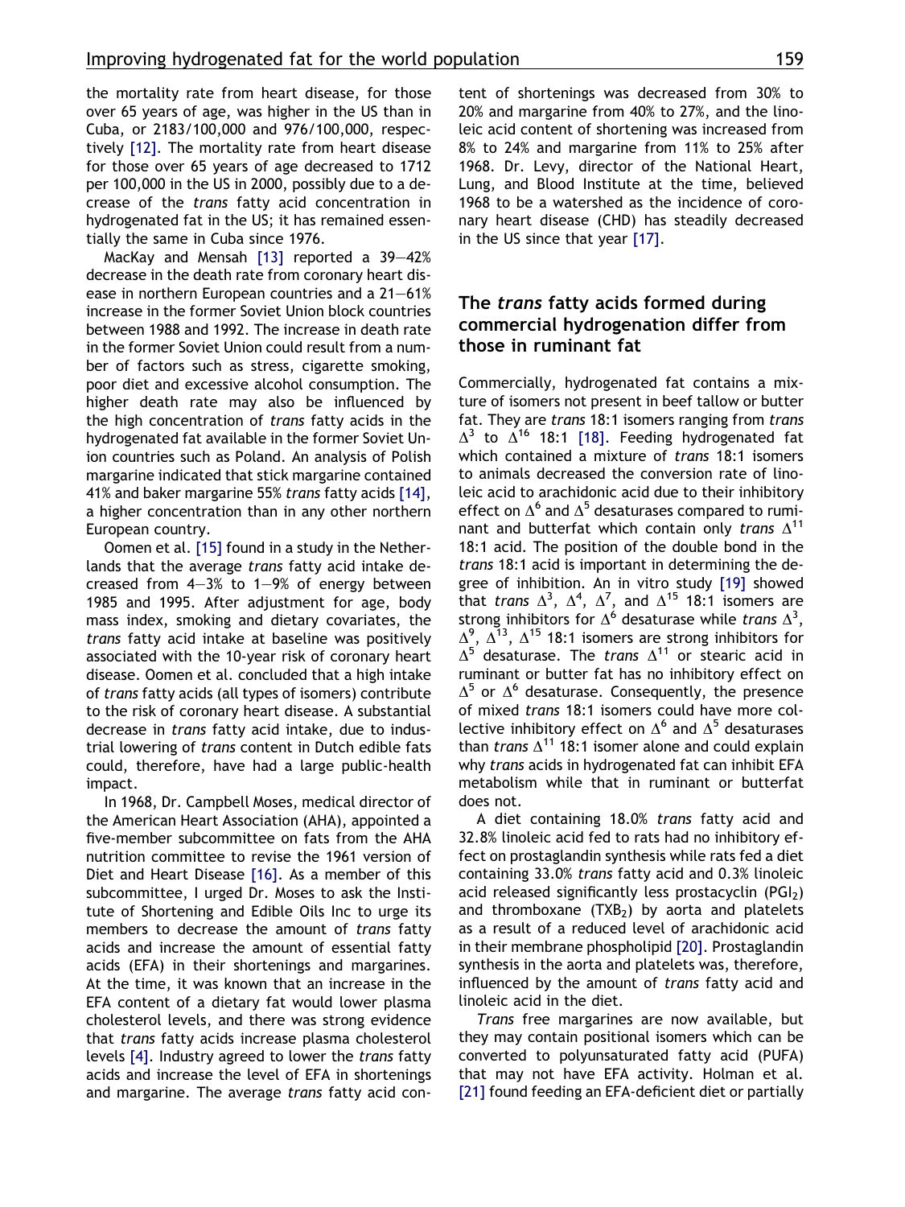the mortality rate from heart disease, for those over 65 years of age, was higher in the US than in Cuba, or 2183/100,000 and 976/100,000, respectively [12]. The mortality rate from heart disease for those over 65 years of age decreased to 1712 per 100,000 in the US in 2000, possibly due to a decrease of the *trans* fatty acid concentration in hydrogenated fat in the US; it has remained essentially the same in Cuba since 1976.

MacKay and Mensah [13] reported a 39–42% decrease in the death rate from coronary heart disease in northern European countries and a 21–61% increase in the former Soviet Union block countries between 1988 and 1992. The increase in death rate in the former Soviet Union could result from a number of factors such as stress, cigarette smoking, poor diet and excessive alcohol consumption. The higher death rate may also be influenced by the high concentration of *trans* fatty acids in the hydrogenated fat available in the former Soviet Union countries such as Poland. An analysis of Polish margarine indicated that stick margarine contained 41% and baker margarine 55% *trans* fatty acids [14], a higher concentration than in any other northern European country.

Oomen et al. [15] found in a study in the Netherlands that the average *trans* fatty acid intake decreased from 4–3% to 1–9% of energy between 1985 and 1995. After adjustment for age, body mass index, smoking and dietary covariates, the *trans* fatty acid intake at baseline was positively associated with the 10-year risk of coronary heart disease. Oomen et al. concluded that a high intake of *trans* fatty acids (all types of isomers) contribute to the risk of coronary heart disease. A substantial decrease in *trans* fatty acid intake, due to industrial lowering of *trans* content in Dutch edible fats could, therefore, have had a large public-health impact.

In 1968, Dr. Campbell Moses, medical director of the American Heart Association (AHA), appointed a five-member subcommittee on fats from the AHA nutrition committee to revise the 1961 version of Diet and Heart Disease [16]. As a member of this subcommittee, I urged Dr. Moses to ask the Institute of Shortening and Edible Oils Inc to urge its members to decrease the amount of *trans* fatty acids and increase the amount of essential fatty acids (EFA) in their shortenings and margarines. At the time, it was known that an increase in the EFA content of a dietary fat would lower plasma cholesterol levels, and there was strong evidence that *trans* fatty acids increase plasma cholesterol levels [4]. Industry agreed to lower the *trans* fatty acids and increase the level of EFA in shortenings and margarine. The average *trans* fatty acid content of shortenings was decreased from 30% to 20% and margarine from 40% to 27%, and the linoleic acid content of shortening was increased from 8% to 24% and margarine from 11% to 25% after 1968. Dr. Levy, director of the National Heart, Lung, and Blood Institute at the time, believed 1968 to be a watershed as the incidence of coronary heart disease (CHD) has steadily decreased in the US since that year [17].

## The *trans* fatty acids formed during commercial hydrogenation differ from those in ruminant fat

Commercially, hydrogenated fat contains a mixture of isomers not present in beef tallow or butter fat. They are *trans* 18:1 isomers ranging from *trans* $\Delta^3$ to $\Delta^{16}$ 18:1 [18]. Feeding hydrogenated fat which contained a mixture of *trans* 18:1 isomers to animals decreased the conversion rate of linoleic acid to arachidonic acid due to their inhibitory effect on $\Delta^6$ and $\Delta^5$ desaturases compared to ruminant and butterfat which contain only *trans* $\Delta^{11}$ 18:1 acid. The position of the double bond in the *trans* 18:1 acid is important in determining the degree of inhibition. An in vitro study [19] showed that *trans* $\Delta^3$, $\Delta^4$, $\Delta^7$, and $\Delta^{15}$ 18:1 isomers are strong inhibitors for $\Delta^6$ desaturase while *trans* $\Delta^3$, $\Delta^9$, $\Delta^{13}$, $\Delta^{15}$ 18:1 isomers are strong inhibitors for $\Delta^5$ desaturase. The *trans* $\Delta^{11}$ or stearic acid in ruminant or butter fat has no inhibitory effect on $\Delta^5$ or $\Delta^6$ desaturase. Consequently, the presence of mixed *trans* 18:1 isomers could have more collective inhibitory effect on $\Delta^6$ and $\Delta^5$ desaturases than *trans* $\Delta^{11}$ 18:1 isomer alone and could explain why *trans* acids in hydrogenated fat can inhibit EFA metabolism while that in ruminant or butterfat does not.

A diet containing 18.0% *trans* fatty acid and 32.8% linoleic acid fed to rats had no inhibitory effect on prostaglandin synthesis while rats fed a diet containing 33.0% *trans* fatty acid and 0.3% linoleic acid released significantly less prostacyclin ($PGI_2$) and thromboxane ($TXB_2$) by aorta and platelets as a result of a reduced level of arachidonic acid in their membrane phospholipid [20]. Prostaglandin synthesis in the aorta and platelets was, therefore, influenced by the amount of *trans* fatty acid and linoleic acid in the diet.

*Trans* free margarines are now available, but they may contain positional isomers which can be converted to polyunsaturated fatty acid (PUFA) that may not have EFA activity. Holman et al. [21] found feeding an EFA-deficient diet or partially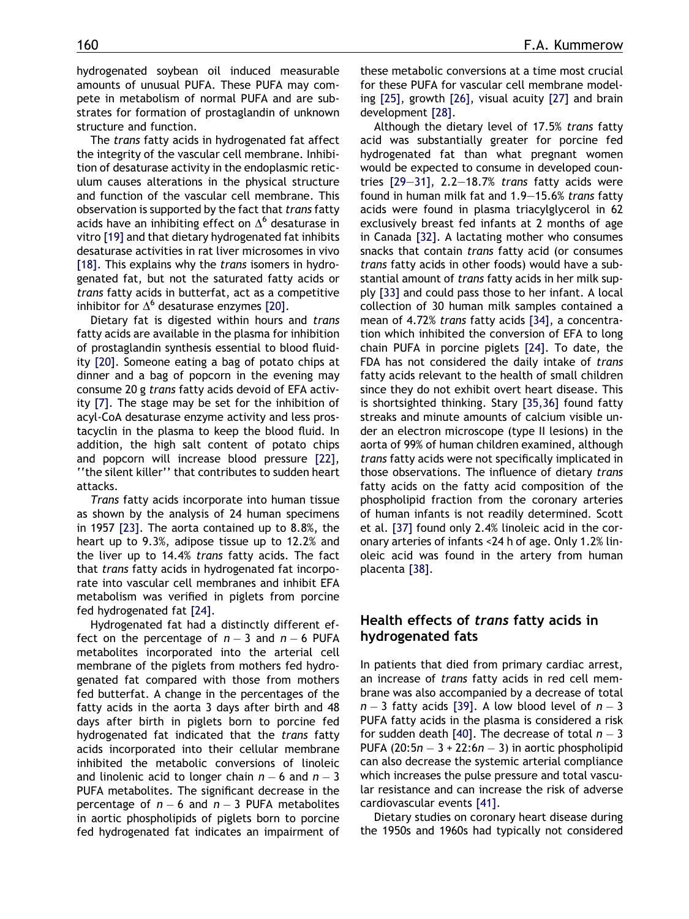hydrogenated soybean oil induced measurable amounts of unusual PUFA. These PUFA may compete in metabolism of normal PUFA and are substrates for formation of prostaglandin of unknown structure and function.

The *trans* fatty acids in hydrogenated fat affect the integrity of the vascular cell membrane. Inhibition of desaturase activity in the endoplasmic reticulum causes alterations in the physical structure and function of the vascular cell membrane. This observation is supported by the fact that *trans* fatty acids have an inhibiting effect on $\Delta^6$ desaturase in vitro [19] and that dietary hydrogenated fat inhibits desaturase activities in rat liver microsomes in vivo [18]. This explains why the *trans* isomers in hydrogenated fat, but not the saturated fatty acids or *trans* fatty acids in butterfat, act as a competitive inhibitor for $\Delta^6$ desaturase enzymes [20].

Dietary fat is digested within hours and *trans* fatty acids are available in the plasma for inhibition of prostaglandin synthesis essential to blood fluidity [20]. Someone eating a bag of potato chips at dinner and a bag of popcorn in the evening may consume 20 g *trans* fatty acids devoid of EFA activity [7]. The stage may be set for the inhibition of acyl-CoA desaturase enzyme activity and less prostacyclin in the plasma to keep the blood fluid. In addition, the high salt content of potato chips and popcorn will increase blood pressure [22], ''the silent killer'' that contributes to sudden heart attacks.

*Trans* fatty acids incorporate into human tissue as shown by the analysis of 24 human specimens in 1957 [23]. The aorta contained up to 8.8%, the heart up to 9.3%, adipose tissue up to 12.2% and the liver up to 14.4% *trans* fatty acids. The fact that *trans* fatty acids in hydrogenated fat incorporate into vascular cell membranes and inhibit EFA metabolism was verified in piglets from porcine fed hydrogenated fat [24].

Hydrogenated fat had a distinctly different effect on the percentage of $n-3$ and $n-6$ PUFA metabolites incorporated into the arterial cell membrane of the piglets from mothers fed hydrogenated fat compared with those from mothers fed butterfat. A change in the percentages of the fatty acids in the aorta 3 days after birth and 48 days after birth in piglets born to porcine fed hydrogenated fat indicated that the *trans* fatty acids incorporated into their cellular membrane inhibited the metabolic conversions of linoleic and linolenic acid to longer chain $n-6$ and $n-3$ PUFA metabolites. The significant decrease in the percentage of $n-6$ and $n-3$ PUFA metabolites in aortic phospholipids of piglets born to porcine fed hydrogenated fat indicates an impairment of these metabolic conversions at a time most crucial for these PUFA for vascular cell membrane modeling [25], growth [26], visual acuity [27] and brain development [28].

Although the dietary level of 17.5% *trans* fatty acid was substantially greater for porcine fed hydrogenated fat than what pregnant women would be expected to consume in developed countries [29—31], 2.2—18.7% *trans* fatty acids were found in human milk fat and 1.9—15.6% *trans* fatty acids were found in plasma triacylglycerol in 62 exclusively breast fed infants at 2 months of age in Canada [32]. A lactating mother who consumes snacks that contain *trans* fatty acid (or consumes *trans* fatty acids in other foods) would have a substantial amount of *trans* fatty acids in her milk supply [33] and could pass those to her infant. A local collection of 30 human milk samples contained a mean of 4.72% *trans* fatty acids [34], a concentration which inhibited the conversion of EFA to long chain PUFA in porcine piglets [24]. To date, the FDA has not considered the daily intake of *trans* fatty acids relevant to the health of small children since they do not exhibit overt heart disease. This is shortsighted thinking. Stary [35,36] found fatty streaks and minute amounts of calcium visible under an electron microscope (type II lesions) in the aorta of 99% of human children examined, although *trans* fatty acids were not specifically implicated in those observations. The influence of dietary *trans* fatty acids on the fatty acid composition of the phospholipid fraction from the coronary arteries of human infants is not readily determined. Scott et al. [37] found only 2.4% linoleic acid in the coronary arteries of infants <24 h of age. Only 1.2% linoleic acid was found in the artery from human placenta [38].

## Health effects of *trans* fatty acids in hydrogenated fats

In patients that died from primary cardiac arrest, an increase of *trans* fatty acids in red cell membrane was also accompanied by a decrease of total $n-3$ fatty acids [39]. A low blood level of $n-3$ PUFA fatty acids in the plasma is considered a risk for sudden death [40]. The decrease of total $n-3$ PUFA ($20{:}5n-3 + 22{:}6n-3$) in aortic phospholipid can also decrease the systemic arterial compliance which increases the pulse pressure and total vascular resistance and can increase the risk of adverse cardiovascular events [41].

Dietary studies on coronary heart disease during the 1950s and 1960s had typically not considered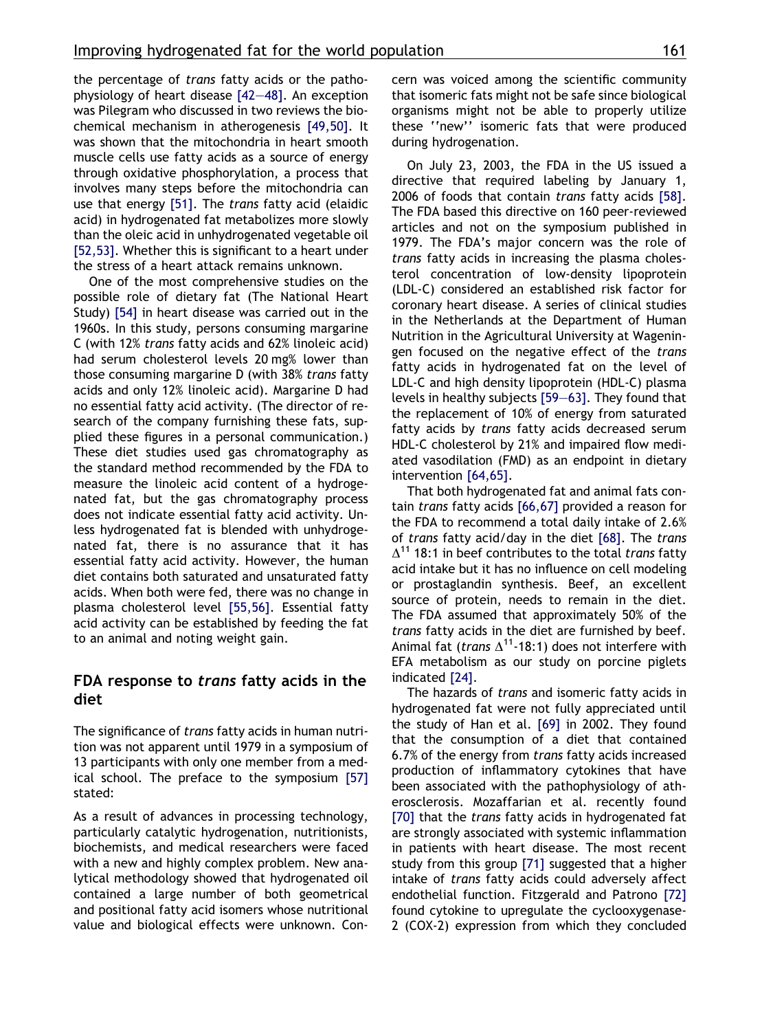the percentage of *trans* fatty acids or the pathophysiology of heart disease [42—48]. An exception was Pilegram who discussed in two reviews the biochemical mechanism in atherogenesis [49,50]. It was shown that the mitochondria in heart smooth muscle cells use fatty acids as a source of energy through oxidative phosphorylation, a process that involves many steps before the mitochondria can use that energy [51]. The *trans* fatty acid (elaidic acid) in hydrogenated fat metabolizes more slowly than the oleic acid in unhydrogenated vegetable oil [52,53]. Whether this is significant to a heart under the stress of a heart attack remains unknown.

One of the most comprehensive studies on the possible role of dietary fat (The National Heart Study) [54] in heart disease was carried out in the 1960s. In this study, persons consuming margarine C (with 12% *trans* fatty acids and 62% linoleic acid) had serum cholesterol levels 20 mg% lower than those consuming margarine D (with 38% *trans* fatty acids and only 12% linoleic acid). Margarine D had no essential fatty acid activity. (The director of research of the company furnishing these fats, supplied these figures in a personal communication.) These diet studies used gas chromatography as the standard method recommended by the FDA to measure the linoleic acid content of a hydrogenated fat, but the gas chromatography process does not indicate essential fatty acid activity. Unless hydrogenated fat is blended with unhydrogenated fat, there is no assurance that it has essential fatty acid activity. However, the human diet contains both saturated and unsaturated fatty acids. When both were fed, there was no change in plasma cholesterol level [55,56]. Essential fatty acid activity can be established by feeding the fat to an animal and noting weight gain.

## FDA response to *trans* fatty acids in the diet

The significance of *trans* fatty acids in human nutrition was not apparent until 1979 in a symposium of 13 participants with only one member from a medical school. The preface to the symposium [57] stated:

As a result of advances in processing technology, particularly catalytic hydrogenation, nutritionists, biochemists, and medical researchers were faced with a new and highly complex problem. New analytical methodology showed that hydrogenated oil contained a large number of both geometrical and positional fatty acid isomers whose nutritional value and biological effects were unknown. Concern was voiced among the scientific community that isomeric fats might not be safe since biological organisms might not be able to properly utilize these ''new'' isomeric fats that were produced during hydrogenation.

On July 23, 2003, the FDA in the US issued a directive that required labeling by January 1, 2006 of foods that contain *trans* fatty acids [58]. The FDA based this directive on 160 peer-reviewed articles and not on the symposium published in 1979. The FDA's major concern was the role of *trans* fatty acids in increasing the plasma cholesterol concentration of low-density lipoprotein (LDL-C) considered an established risk factor for coronary heart disease. A series of clinical studies in the Netherlands at the Department of Human Nutrition in the Agricultural University at Wageningen focused on the negative effect of the *trans* fatty acids in hydrogenated fat on the level of LDL-C and high density lipoprotein (HDL-C) plasma levels in healthy subjects [59—63]. They found that the replacement of 10% of energy from saturated fatty acids by *trans* fatty acids decreased serum HDL-C cholesterol by 21% and impaired flow mediated vasodilation (FMD) as an endpoint in dietary intervention [64,65].

That both hydrogenated fat and animal fats contain *trans* fatty acids [66,67] provided a reason for the FDA to recommend a total daily intake of 2.6% of *trans* fatty acid/day in the diet [68]. The *trans* $\Delta^{11}$ 18:1 in beef contributes to the total *trans* fatty acid intake but it has no influence on cell modeling or prostaglandin synthesis. Beef, an excellent source of protein, needs to remain in the diet. The FDA assumed that approximately 50% of the *trans* fatty acids in the diet are furnished by beef. Animal fat (*trans* $\Delta^{11}$-18:1) does not interfere with EFA metabolism as our study on porcine piglets indicated [24].

The hazards of *trans* and isomeric fatty acids in hydrogenated fat were not fully appreciated until the study of Han et al. [69] in 2002. They found that the consumption of a diet that contained 6.7% of the energy from *trans* fatty acids increased production of inflammatory cytokines that have been associated with the pathophysiology of atherosclerosis. Mozaffarian et al. recently found [70] that the *trans* fatty acids in hydrogenated fat are strongly associated with systemic inflammation in patients with heart disease. The most recent study from this group [71] suggested that a higher intake of *trans* fatty acids could adversely affect endothelial function. Fitzgerald and Patrono [72] found cytokine to upregulate the cyclooxygenase-2 (COX-2) expression from which they concluded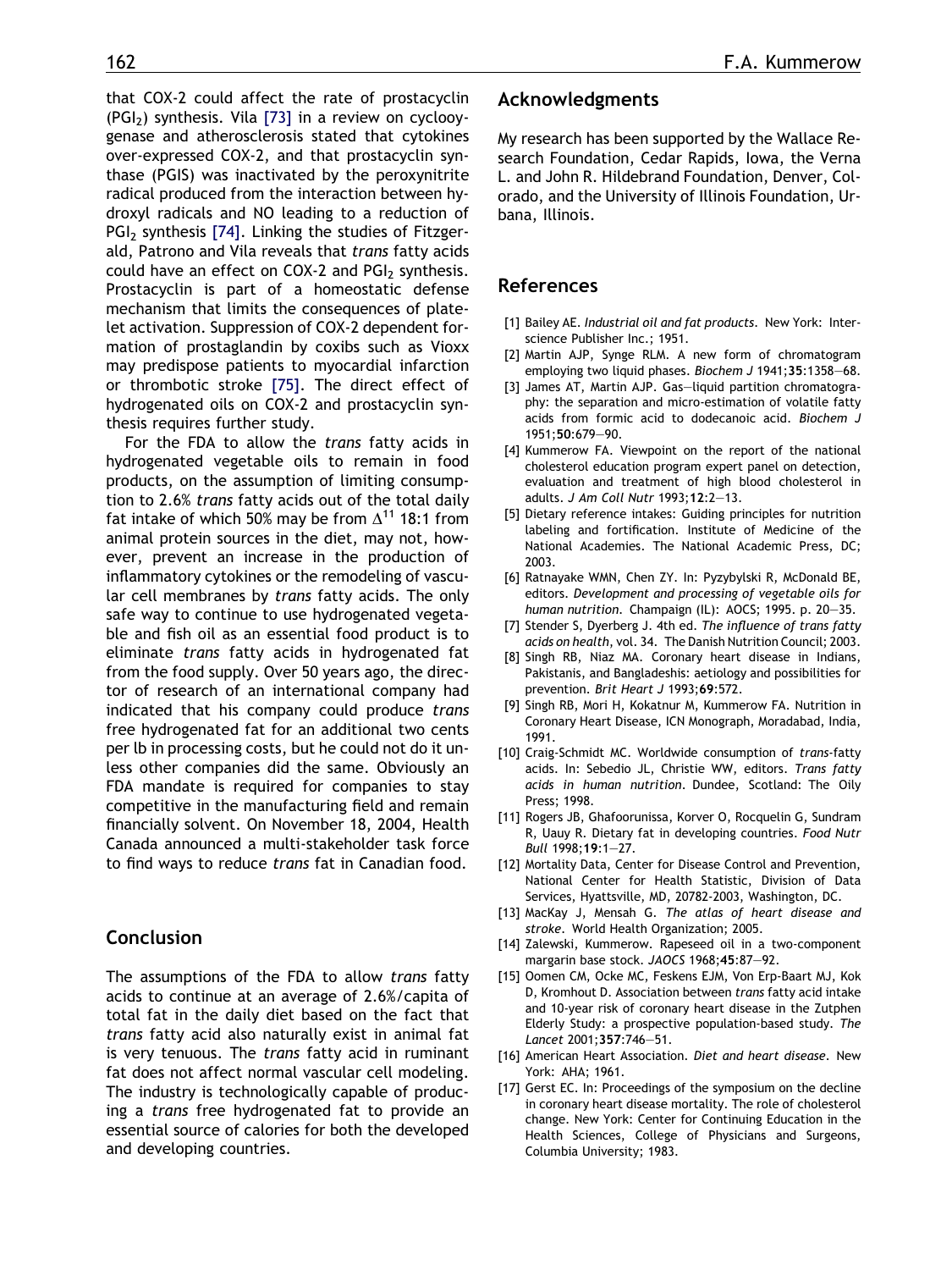that COX-2 could affect the rate of prostacyclin ($PGI_2$) synthesis. Vila [73] in a review on cyclooygenase and atherosclerosis stated that cytokines over-expressed COX-2, and that prostacyclin synthase (PGIS) was inactivated by the peroxynitrite radical produced from the interaction between hydroxyl radicals and NO leading to a reduction of $PGI_2$ synthesis [74]. Linking the studies of Fitzgerald, Patrono and Vila reveals that *trans* fatty acids could have an effect on COX-2 and $PGI_2$ synthesis. Prostacyclin is part of a homeostatic defense mechanism that limits the consequences of platelet activation. Suppression of COX-2 dependent formation of prostaglandin by coxibs such as Vioxx may predispose patients to myocardial infarction or thrombotic stroke [75]. The direct effect of hydrogenated oils on COX-2 and prostacyclin synthesis requires further study.

For the FDA to allow the *trans* fatty acids in hydrogenated vegetable oils to remain in food products, on the assumption of limiting consumption to 2.6% *trans* fatty acids out of the total daily fat intake of which 50% may be from $\Delta^{11}$ 18:1 from animal protein sources in the diet, may not, however, prevent an increase in the production of inflammatory cytokines or the remodeling of vascular cell membranes by *trans* fatty acids. The only safe way to continue to use hydrogenated vegetable and fish oil as an essential food product is to eliminate *trans* fatty acids in hydrogenated fat from the food supply. Over 50 years ago, the director of research of an international company had indicated that his company could produce *trans* free hydrogenated fat for an additional two cents per lb in processing costs, but he could not do it unless other companies did the same. Obviously an FDA mandate is required for companies to stay competitive in the manufacturing field and remain financially solvent. On November 18, 2004, Health Canada announced a multi-stakeholder task force to find ways to reduce *trans* fat in Canadian food.

## Conclusion

The assumptions of the FDA to allow *trans* fatty acids to continue at an average of 2.6%/capita of total fat in the daily diet based on the fact that *trans* fatty acid also naturally exist in animal fat is very tenuous. The *trans* fatty acid in ruminant fat does not affect normal vascular cell modeling. The industry is technologically capable of producing a *trans* free hydrogenated fat to provide an essential source of calories for both the developed and developing countries.

## Acknowledgments

My research has been supported by the Wallace Research Foundation, Cedar Rapids, Iowa, the Verna L. and John R. Hildebrand Foundation, Denver, Colorado, and the University of Illinois Foundation, Urbana, Illinois.

## References

[1] Bailey AE. *Industrial oil and fat products*. New York: Interscience Publisher Inc.; 1951.

[2] Martin AJP, Synge RLM. A new form of chromatogram employing two liquid phases. *Biochem J* 1941;**35**:1358–68.

[3] James AT, Martin AJP. Gas–liquid partition chromatography: the separation and micro-estimation of volatile fatty acids from formic acid to dodecanoic acid. *Biochem J* 1951;**50**:679–90.

[4] Kummerow FA. Viewpoint on the report of the national cholesterol education program expert panel on detection, evaluation and treatment of high blood cholesterol in adults. *J Am Coll Nutr* 1993;**12**:2–13.

[5] Dietary reference intakes: Guiding principles for nutrition labeling and fortification. Institute of Medicine of the National Academies. The National Academic Press, DC; 2003.

[6] Ratnayake WMN, Chen ZY. In: Pyzybylski R, McDonald BE, editors. *Development and processing of vegetable oils for human nutrition*. Champaign (IL): AOCS; 1995. p. 20–35.

[7] Stender S, Dyerberg J. 4th ed. *The influence of trans fatty acids on health*, vol. 34. The Danish Nutrition Council; 2003.

[8] Singh RB, Niaz MA. Coronary heart disease in Indians, Pakistanis, and Bangladeshis: aetiology and possibilities for prevention. *Brit Heart J* 1993;**69**:572.

[9] Singh RB, Mori H, Kokatnur M, Kummerow FA. Nutrition in Coronary Heart Disease, ICN Monograph, Moradabad, India, 1991.

[10] Craig-Schmidt MC. Worldwide consumption of *trans*-fatty acids. In: Sebedio JL, Christie WW, editors. *Trans fatty acids in human nutrition*. Dundee, Scotland: The Oily Press; 1998.

[11] Rogers JB, Ghafoorunissa, Korver O, Rocquelin G, Sundram R, Uauy R. Dietary fat in developing countries. *Food Nutr Bull* 1998;**19**:1–27.

[12] Mortality Data, Center for Disease Control and Prevention, National Center for Health Statistic, Division of Data Services, Hyattsville, MD, 20782-2003, Washington, DC.

[13] MacKay J, Mensah G. *The atlas of heart disease and stroke*. World Health Organization; 2005.

[14] Zalewski, Kummerow. Rapeseed oil in a two-component margarin base stock. *JAOCS* 1968;**45**:87–92.

[15] Oomen CM, Ocke MC, Feskens EJM, Von Erp-Baart MJ, Kok D, Kromhout D. Association between *trans* fatty acid intake and 10-year risk of coronary heart disease in the Zutphen Elderly Study: a prospective population-based study. *The Lancet* 2001;**357**:746–51.

[16] American Heart Association. *Diet and heart disease*. New York: AHA; 1961.

[17] Gerst EC. In: Proceedings of the symposium on the decline in coronary heart disease mortality. The role of cholesterol change. New York: Center for Continuing Education in the Health Sciences, College of Physicians and Surgeons, Columbia University; 1983.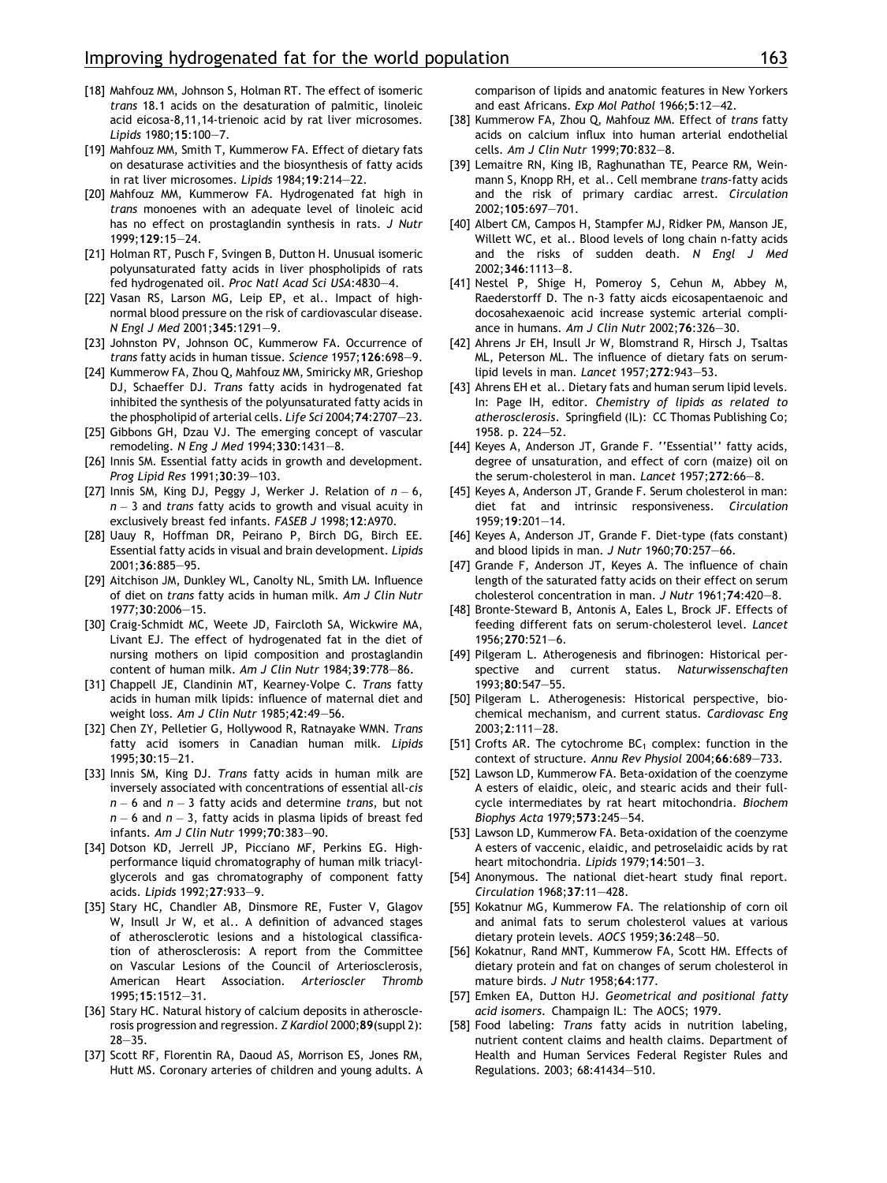[18] Mahfouz MM, Johnson S, Holman RT. The effect of isomeric *trans* 18.1 acids on the desaturation of palmitic, linoleic acid eicosa-8,11,14-trienoic acid by rat liver microsomes. *Lipids* 1980;**15**:100–7.

[19] Mahfouz MM, Smith T, Kummerow FA. Effect of dietary fats on desaturase activities and the biosynthesis of fatty acids in rat liver microsomes. *Lipids* 1984;**19**:214–22.

[20] Mahfouz MM, Kummerow FA. Hydrogenated fat high in *trans* monoenes with an adequate level of linoleic acid has no effect on prostaglandin synthesis in rats. *J Nutr* 1999;**129**:15–24.

[21] Holman RT, Pusch F, Svingen B, Dutton H. Unusual isomeric polyunsaturated fatty acids in liver phospholipids of rats fed hydrogenated oil. *Proc Natl Acad Sci USA*:4830–4.

[22] Vasan RS, Larson MG, Leip EP, et al.. Impact of high-normal blood pressure on the risk of cardiovascular disease. *N Engl J Med* 2001;**345**:1291–9.

[23] Johnston PV, Johnson OC, Kummerow FA. Occurrence of *trans* fatty acids in human tissue. *Science* 1957;**126**:698–9.

[24] Kummerow FA, Zhou Q, Mahfouz MM, Smiricky MR, Grieshop DJ, Schaeffer DJ. *Trans* fatty acids in hydrogenated fat inhibited the synthesis of the polyunsaturated fatty acids in the phospholipid of arterial cells. *Life Sci* 2004;**74**:2707–23.

[25] Gibbons GH, Dzau VJ. The emerging concept of vascular remodeling. *N Eng J Med* 1994;**330**:1431–8.

[26] Innis SM. Essential fatty acids in growth and development. *Prog Lipid Res* 1991;**30**:39–103.

[27] Innis SM, King DJ, Peggy J, Werker J. Relation of $n-6$, $n-3$ and *trans* fatty acids to growth and visual acuity in exclusively breast fed infants. *FASEB J* 1998;**12**:A970.

[28] Uauy R, Hoffman DR, Peirano P, Birch DG, Birch EE. Essential fatty acids in visual and brain development. *Lipids* 2001;**36**:885–95.

[29] Aitchison JM, Dunkley WL, Canolty NL, Smith LM. Influence of diet on *trans* fatty acids in human milk. *Am J Clin Nutr* 1977;**30**:2006–15.

[30] Craig-Schmidt MC, Weete JD, Faircloth SA, Wickwire MA, Livant EJ. The effect of hydrogenated fat in the diet of nursing mothers on lipid composition and prostaglandin content of human milk. *Am J Clin Nutr* 1984;**39**:778–86.

[31] Chappell JE, Clandinin MT, Kearney-Volpe C. *Trans* fatty acids in human milk lipids: influence of maternal diet and weight loss. *Am J Clin Nutr* 1985;**42**:49–56.

[32] Chen ZY, Pelletier G, Hollywood R, Ratnayake WMN. *Trans* fatty acid isomers in Canadian human milk. *Lipids* 1995;**30**:15–21.

[33] Innis SM, King DJ. *Trans* fatty acids in human milk are inversely associated with concentrations of essential all-*cis* $n-6$ and $n-3$ fatty acids and determine *trans*, but not $n-6$ and $n-3$, fatty acids in plasma lipids of breast fed infants. *Am J Clin Nutr* 1999;**70**:383–90.

[34] Dotson KD, Jerrell JP, Picciano MF, Perkins EG. High-performance liquid chromatography of human milk triacylglycerols and gas chromatography of component fatty acids. *Lipids* 1992;**27**:933–9.

[35] Stary HC, Chandler AB, Dinsmore RE, Fuster V, Glagov W, Insull Jr W, et al.. A definition of advanced stages of atherosclerotic lesions and a histological classification of atherosclerosis: A report from the Committee on Vascular Lesions of the Council of Arteriosclerosis, American Heart Association. *Arterioscler Thromb* 1995;**15**:1512–31.

[36] Stary HC. Natural history of calcium deposits in atherosclerosis progression and regression. *Z Kardiol* 2000;**89**(suppl 2): 28–35.

[37] Scott RF, Florentin RA, Daoud AS, Morrison ES, Jones RM, Hutt MS. Coronary arteries of children and young adults. A comparison of lipids and anatomic features in New Yorkers and east Africans. *Exp Mol Pathol* 1966;**5**:12–42.

[38] Kummerow FA, Zhou Q, Mahfouz MM. Effect of *trans* fatty acids on calcium influx into human arterial endothelial cells. *Am J Clin Nutr* 1999;**70**:832–8.

[39] Lemaitre RN, King IB, Raghunathan TE, Pearce RM, Weinmann S, Knopp RH, et al.. Cell membrane *trans*-fatty acids and the risk of primary cardiac arrest. *Circulation* 2002;**105**:697–701.

[40] Albert CM, Campos H, Stampfer MJ, Ridker PM, Manson JE, Willett WC, et al.. Blood levels of long chain n-fatty acids and the risks of sudden death. *N Engl J Med* 2002;**346**:1113–8.

[41] Nestel P, Shige H, Pomeroy S, Cehun M, Abbey M, Raederstorff D. The n-3 fatty aicds eicosapentaenoic and docosahexaenoic acid increase systemic arterial compliance in humans. *Am J Clin Nutr* 2002;**76**:326–30.

[42] Ahrens Jr EH, Insull Jr W, Blomstrand R, Hirsch J, Tsaltas ML, Peterson ML. The influence of dietary fats on serum-lipid levels in man. *Lancet* 1957;**272**:943–53.

[43] Ahrens EH et al.. Dietary fats and human serum lipid levels. In: Page IH, editor. *Chemistry of lipids as related to atherosclerosis*. Springfield (IL): CC Thomas Publishing Co; 1958. p. 224–52.

[44] Keyes A, Anderson JT, Grande F. ''Essential'' fatty acids, degree of unsaturation, and effect of corn (maize) oil on the serum-cholesterol in man. *Lancet* 1957;**272**:66–8.

[45] Keyes A, Anderson JT, Grande F. Serum cholesterol in man: diet fat and intrinsic responsiveness. *Circulation* 1959;**19**:201–14.

[46] Keyes A, Anderson JT, Grande F. Diet-type (fats constant) and blood lipids in man. *J Nutr* 1960;**70**:257–66.

[47] Grande F, Anderson JT, Keyes A. The influence of chain length of the saturated fatty acids on their effect on serum cholesterol concentration in man. *J Nutr* 1961;**74**:420–8.

[48] Bronte-Steward B, Antonis A, Eales L, Brock JF. Effects of feeding different fats on serum-cholesterol level. *Lancet* 1956;**270**:521–6.

[49] Pilgeram L. Atherogenesis and fibrinogen: Historical perspective and current status. *Naturwissenschaften* 1993;**80**:547–55.

[50] Pilgeram L. Atherogenesis: Historical perspective, biochemical mechanism, and current status. *Cardiovasc Eng* 2003;**2**:111–28.

[51] Crofts AR. The cytochrome $BC_1$ complex: function in the context of structure. *Annu Rev Physiol* 2004;**66**:689–733.

[52] Lawson LD, Kummerow FA. Beta-oxidation of the coenzyme A esters of elaidic, oleic, and stearic acids and their full-cycle intermediates by rat heart mitochondria. *Biochem Biophys Acta* 1979;**573**:245–54.

[53] Lawson LD, Kummerow FA. Beta-oxidation of the coenzyme A esters of vaccenic, elaidic, and petroselaidic acids by rat heart mitochondria. *Lipids* 1979;**14**:501–3.

[54] Anonymous. The national diet-heart study final report. *Circulation* 1968;**37**:11–428.

[55] Kokatnur MG, Kummerow FA. The relationship of corn oil and animal fats to serum cholesterol values at various dietary protein levels. *AOCS* 1959;**36**:248–50.

[56] Kokatnur, Rand MNT, Kummerow FA, Scott HM. Effects of dietary protein and fat on changes of serum cholesterol in mature birds. *J Nutr* 1958;**64**:177.

[57] Emken EA, Dutton HJ. *Geometrical and positional fatty acid isomers*. Champaign IL: The AOCS; 1979.

[58] Food labeling: *Trans* fatty acids in nutrition labeling, nutrient content claims and health claims. Department of Health and Human Services Federal Register Rules and Regulations. 2003; 68:41434–510.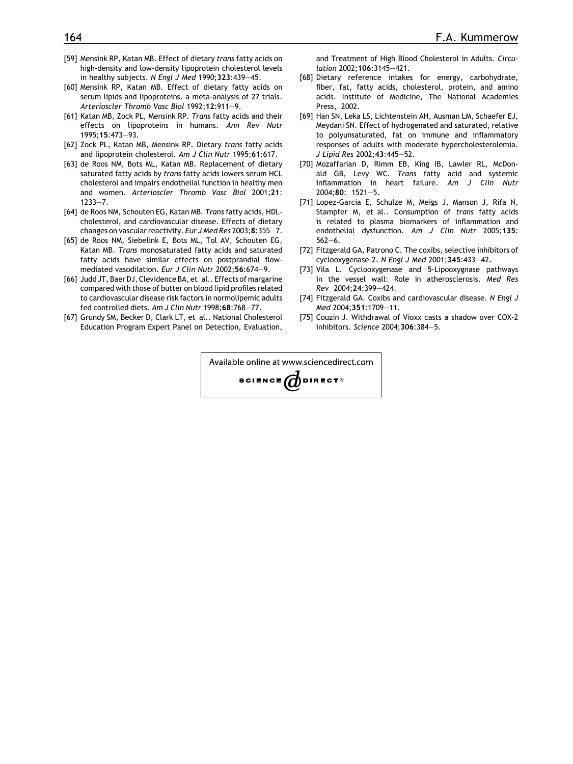[59] Mensink RP, Katan MB. Effect of dietary *trans* fatty acids on high-density and low-density lipoprotein cholesterol levels in healthy subjects. *N Engl J Med* 1990;**323**:439—45.

[60] Mensink RP, Katan MB. Effect of dietary fatty acids on serum lipids and lipoproteins. a meta-analysis of 27 trials. *Arterioscler Thromb Vasc Biol* 1992;**12**:911—9.

[61] Katan MB, Zock PL, Mensink RP. *Trans* fatty acids and their effects on lipoproteins in humans. *Ann Rev Nutr* 1995;**15**:473—93.

[62] Zock PL, Katan MB, Mensink RP. Dietary *trans* fatty acids and lipoprotein cholesterol. *Am J Clin Nutr* 1995;**61**:617.

[63] de Roos NM, Bots ML, Katan MB. Replacement of dietary saturated fatty acids by *trans* fatty acids lowers serum HCL cholesterol and impairs endothelial function in healthy men and women. *Arterioscler Thromb Vasc Biol* 2001;**21**: 1233—7.

[64] de Roos NM, Schouten EG, Katan MB. *Trans* fatty acids, HDL-cholesterol, and cardiovascular disease. Effects of dietary changes on vascular reactivity. *Eur J Med Res* 2003;**8**:355—7.

[65] de Roos NM, Siebelink E, Bots ML, Tol AV, Schouten EG, Katan MB. *Trans* monosaturated fatty acids and saturated fatty acids have similar effects on postprandial flow-mediated vasodilation. *Eur J Clin Nutr* 2002;**56**:674—9.

[66] Judd JT, Baer DJ, Clevidence BA, et al.. Effects of margarine compared with those of butter on blood lipid profiles related to cardiovascular disease risk factors in normolipemic adults fed controlled diets. *Am J Clin Nutr* 1998;**68**:768—77.

[67] Grundy SM, Becker D, Clark LT, et al.. National Cholesterol Education Program Expert Panel on Detection, Evaluation, and Treatment of High Blood Cholesterol in Adults. *Circulation* 2002;**106**:3145—421.

[68] Dietary reference intakes for energy, carbohydrate, fiber, fat, fatty acids, cholesterol, protein, and amino acids. Institute of Medicine, The National Academies Press, 2002.

[69] Han SN, Leka LS, Lichtenstein AH, Ausman LM, Schaefer EJ, Meydani SN. Effect of hydrogenated and saturated, relative to polyunsaturated, fat on immune and inflammatory responses of adults with moderate hypercholesterolemia. *J Lipid Res* 2002;**43**:445—52.

[70] Mozaffarian D, Rimm EB, King IB, Lawler RL, McDonald GB, Levy WC. *Trans* fatty acid and systemic inflammation in heart failure. *Am J Clin Nutr* 2004;**80**: 1521—5.

[71] Lopez-Garcia E, Schulze M, Meigs J, Manson J, Rifa N, Stampfer M, et al.. Consumption of *trans* fatty acids is related to plasma biomarkers of inflammation and endothelial dysfunction. *Am J Clin Nutr* 2005;**135**: 562—6.

[72] Fitzgerald GA, Patrono C. The coxibs, selective inhibitors of cyclooxygenase-2. *N Engl J Med* 2001;**345**:433—42.

[73] Vila L. Cyclooxygenase and 5-Lipooxygnase pathways in the vessel wall: Role in atherosclerosis. *Med Res Rev* 2004;**24**:399—424.

[74] Fitzgerald GA. Coxibs and cardiovascular disease. *N Engl J Med* 2004;**351**:1709—11.

[75] Couzin J. Withdrawal of Vioxx casts a shadow over COX-2 inhibitors. *Science* 2004;**306**:384—5.

Available online at www.sciencedirect.com

SCIENCE DIRECT®